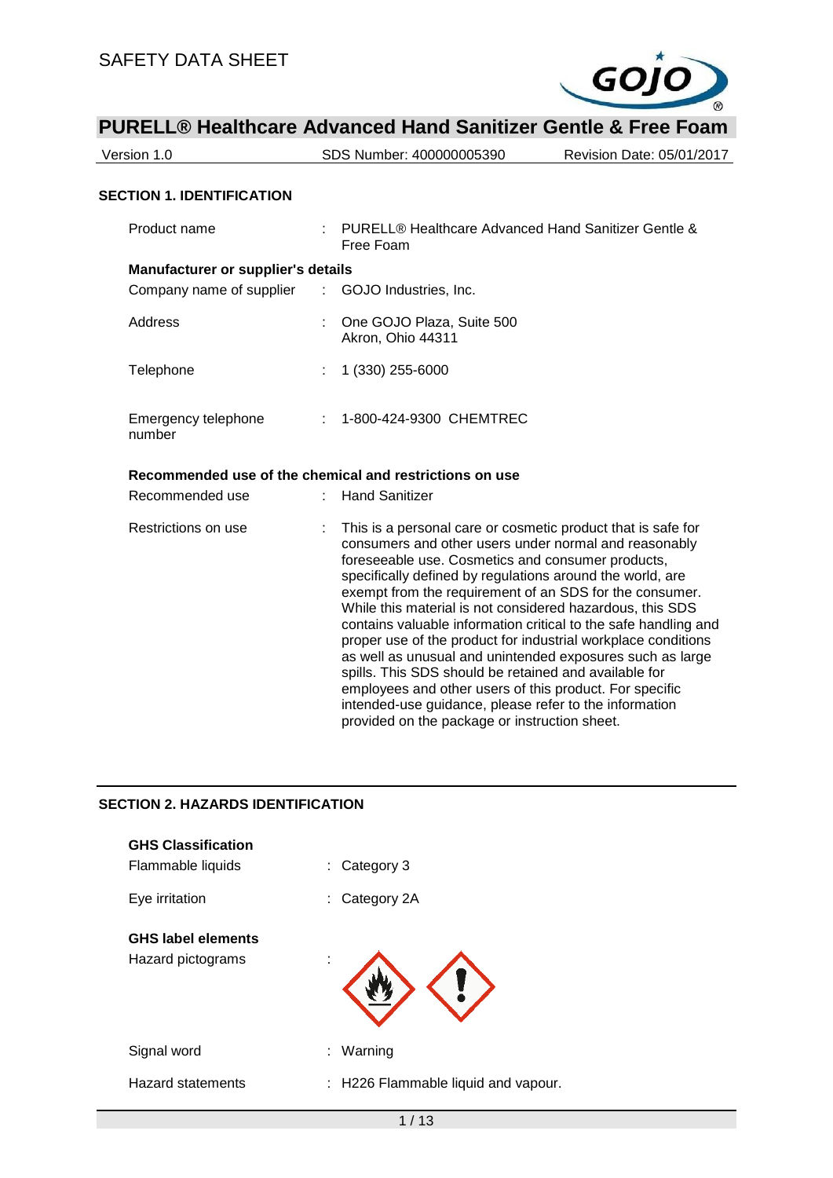SAFETY DATA SHEET

# PURELL® Healthcare Advanced Hand Sanitizer Gentle & Free Foam

| Version 1.0 | SDS Number: 400000005390 | Revision Date: 05/01/2017 |
|---|---|---|

## SECTION 1. IDENTIFICATION

| | | |
|---|---|---|
| Product name | : | PURELL® Healthcare Advanced Hand Sanitizer Gentle & Free Foam |

**Manufacturer or supplier's details**

| | | |
|---|---|---|
| Company name of supplier | : | GOJO Industries, Inc. |
| Address | : | One GOJO Plaza, Suite 500<br>Akron, Ohio 44311 |
| Telephone | : | 1 (330) 255-6000 |
| Emergency telephone number | : | 1-800-424-9300 CHEMTREC |

**Recommended use of the chemical and restrictions on use**

| | | |
|---|---|---|
| Recommended use | : | Hand Sanitizer |
| Restrictions on use | : | This is a personal care or cosmetic product that is safe for consumers and other users under normal and reasonably foreseeable use. Cosmetics and consumer products, specifically defined by regulations around the world, are exempt from the requirement of an SDS for the consumer. While this material is not considered hazardous, this SDS contains valuable information critical to the safe handling and proper use of the product for industrial workplace conditions as well as unusual and unintended exposures such as large spills. This SDS should be retained and available for employees and other users of this product. For specific intended-use guidance, please refer to the information provided on the package or instruction sheet. |

## SECTION 2. HAZARDS IDENTIFICATION

**GHS Classification**

| | | |
|---|---|---|
| Flammable liquids | : | Category 3 |
| Eye irritation | : | Category 2A |

**GHS label elements**

| | | |
|---|---|---|
| Hazard pictograms | : | |
| Signal word | : | Warning |
| Hazard statements | : | H226 Flammable liquid and vapour. |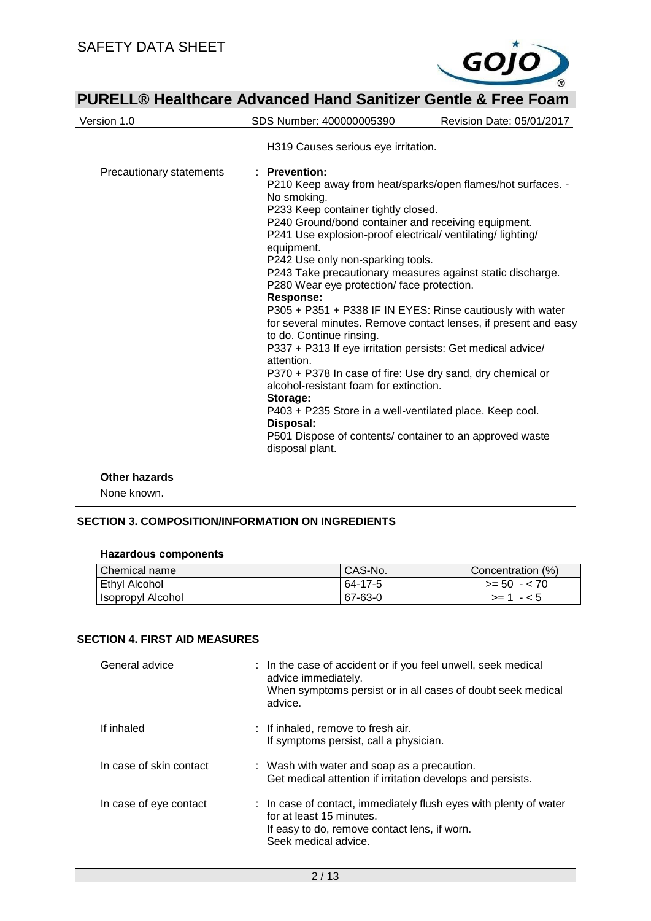H319 Causes serious eye irritation.

Precautionary statements : **Prevention:**

P210 Keep away from heat/sparks/open flames/hot surfaces. - No smoking.
P233 Keep container tightly closed.
P240 Ground/bond container and receiving equipment.
P241 Use explosion-proof electrical/ ventilating/ lighting/ equipment.
P242 Use only non-sparking tools.
P243 Take precautionary measures against static discharge.
P280 Wear eye protection/ face protection.

**Response:**

P305 + P351 + P338 IF IN EYES: Rinse cautiously with water for several minutes. Remove contact lenses, if present and easy to do. Continue rinsing.
P337 + P313 If eye irritation persists: Get medical advice/ attention.
P370 + P378 In case of fire: Use dry sand, dry chemical or alcohol-resistant foam for extinction.

**Storage:**

P403 + P235 Store in a well-ventilated place. Keep cool.

**Disposal:**

P501 Dispose of contents/ container to an approved waste disposal plant.

**Other hazards**

None known.

## SECTION 3. COMPOSITION/INFORMATION ON INGREDIENTS

**Hazardous components**

| Chemical name | CAS-No. | Concentration (%) |
|---|---|---|
| Ethyl Alcohol | 64-17-5 | >= 50 - < 70 |
| Isopropyl Alcohol | 67-63-0 | >= 1 - < 5 |

## SECTION 4. FIRST AID MEASURES

General advice : In the case of accident or if you feel unwell, seek medical advice immediately.
When symptoms persist or in all cases of doubt seek medical advice.

If inhaled : If inhaled, remove to fresh air.
If symptoms persist, call a physician.

In case of skin contact : Wash with water and soap as a precaution.
Get medical attention if irritation develops and persists.

In case of eye contact : In case of contact, immediately flush eyes with plenty of water for at least 15 minutes.
If easy to do, remove contact lens, if worn.
Seek medical advice.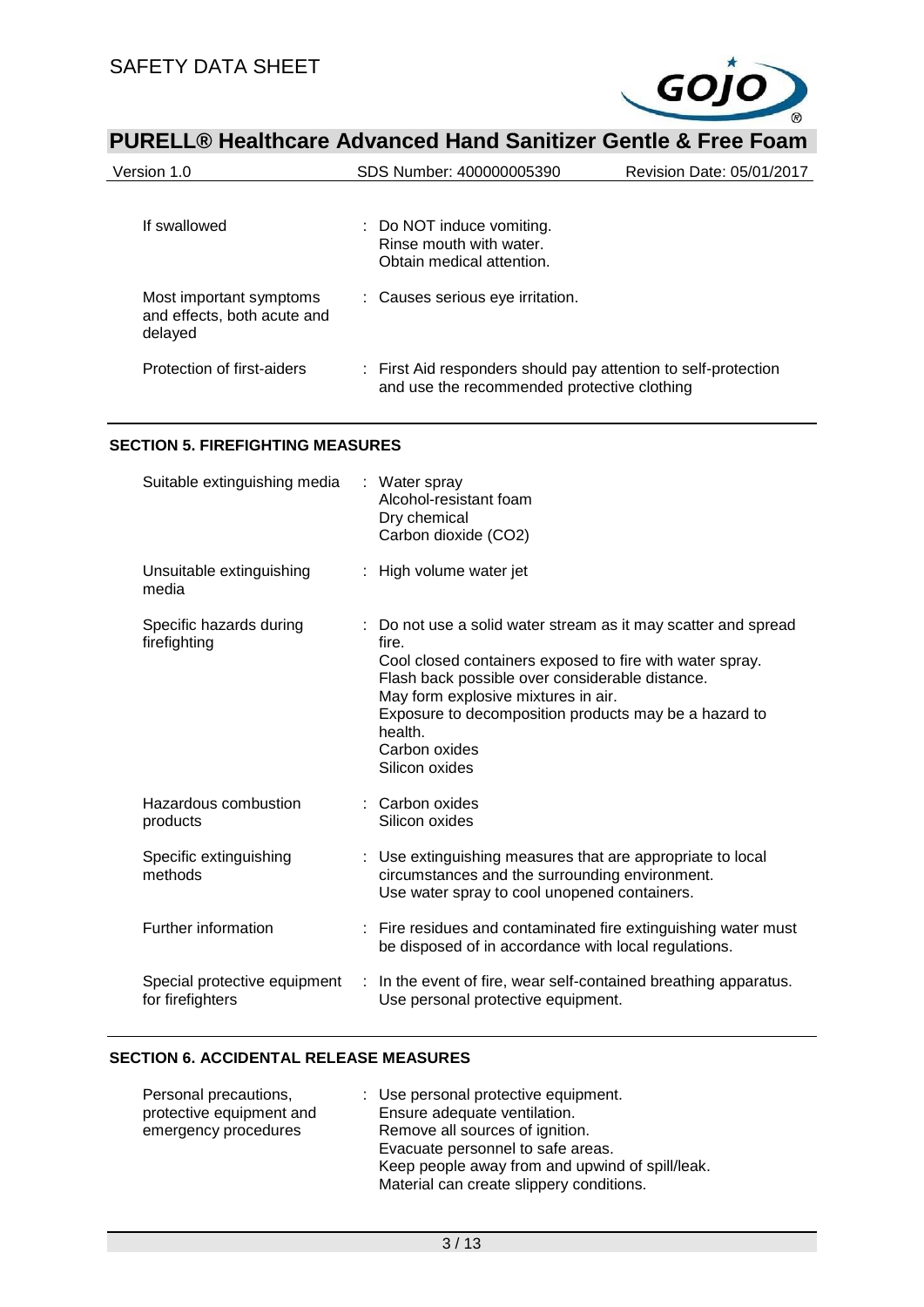| | |
|---|---|
| If swallowed | : Do NOT induce vomiting.<br>Rinse mouth with water.<br>Obtain medical attention. |
| Most important symptoms and effects, both acute and delayed | : Causes serious eye irritation. |
| Protection of first-aiders | : First Aid responders should pay attention to self-protection and use the recommended protective clothing |

## SECTION 5. FIREFIGHTING MEASURES

| | |
|---|---|
| Suitable extinguishing media | : Water spray<br>Alcohol-resistant foam<br>Dry chemical<br>Carbon dioxide ($CO_2$) |
| Unsuitable extinguishing media | : High volume water jet |
| Specific hazards during firefighting | : Do not use a solid water stream as it may scatter and spread fire.<br>Cool closed containers exposed to fire with water spray.<br>Flash back possible over considerable distance.<br>May form explosive mixtures in air.<br>Exposure to decomposition products may be a hazard to health.<br>Carbon oxides<br>Silicon oxides |
| Hazardous combustion products | : Carbon oxides<br>Silicon oxides |
| Specific extinguishing methods | : Use extinguishing measures that are appropriate to local circumstances and the surrounding environment.<br>Use water spray to cool unopened containers. |
| Further information | : Fire residues and contaminated fire extinguishing water must be disposed of in accordance with local regulations. |
| Special protective equipment for firefighters | : In the event of fire, wear self-contained breathing apparatus.<br>Use personal protective equipment. |

## SECTION 6. ACCIDENTAL RELEASE MEASURES

| | |
|---|---|
| Personal precautions, protective equipment and emergency procedures | : Use personal protective equipment.<br>Ensure adequate ventilation.<br>Remove all sources of ignition.<br>Evacuate personnel to safe areas.<br>Keep people away from and upwind of spill/leak.<br>Material can create slippery conditions. |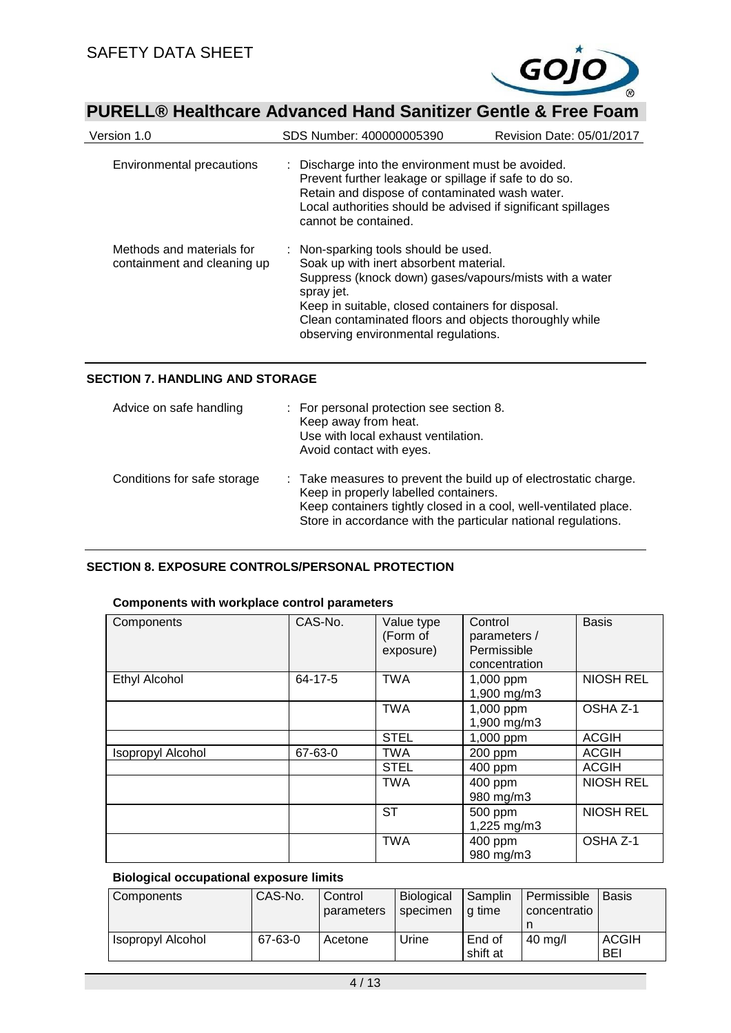| | |
|---|---|
| Environmental precautions | : Discharge into the environment must be avoided.<br>Prevent further leakage or spillage if safe to do so.<br>Retain and dispose of contaminated wash water.<br>Local authorities should be advised if significant spillages cannot be contained. |
| Methods and materials for containment and cleaning up | : Non-sparking tools should be used.<br>Soak up with inert absorbent material.<br>Suppress (knock down) gases/vapours/mists with a water spray jet.<br>Keep in suitable, closed containers for disposal.<br>Clean contaminated floors and objects thoroughly while observing environmental regulations. |

## SECTION 7. HANDLING AND STORAGE

| | |
|---|---|
| Advice on safe handling | : For personal protection see section 8.<br>Keep away from heat.<br>Use with local exhaust ventilation.<br>Avoid contact with eyes. |
| Conditions for safe storage | : Take measures to prevent the build up of electrostatic charge.<br>Keep in properly labelled containers.<br>Keep containers tightly closed in a cool, well-ventilated place.<br>Store in accordance with the particular national regulations. |

## SECTION 8. EXPOSURE CONTROLS/PERSONAL PROTECTION

**Components with workplace control parameters**

| Components | CAS-No. | Value type (Form of exposure) | Control parameters / Permissible concentration | Basis |
|---|---|---|---|---|
| Ethyl Alcohol | 64-17-5 | TWA | 1,000 ppm<br>1,900 mg/m3 | NIOSH REL |
| | | TWA | 1,000 ppm<br>1,900 mg/m3 | OSHA Z-1 |
| | | STEL | 1,000 ppm | ACGIH |
| Isopropyl Alcohol | 67-63-0 | TWA | 200 ppm | ACGIH |
| | | STEL | 400 ppm | ACGIH |
| | | TWA | 400 ppm<br>980 mg/m3 | NIOSH REL |
| | | ST | 500 ppm<br>1,225 mg/m3 | NIOSH REL |
| | | TWA | 400 ppm<br>980 mg/m3 | OSHA Z-1 |

**Biological occupational exposure limits**

| Components | CAS-No. | Control parameters | Biological specimen | Sampling time | Permissible concentration | Basis |
|---|---|---|---|---|---|---|
| Isopropyl Alcohol | 67-63-0 | Acetone | Urine | End of shift at | 40 mg/l | ACGIH BEI |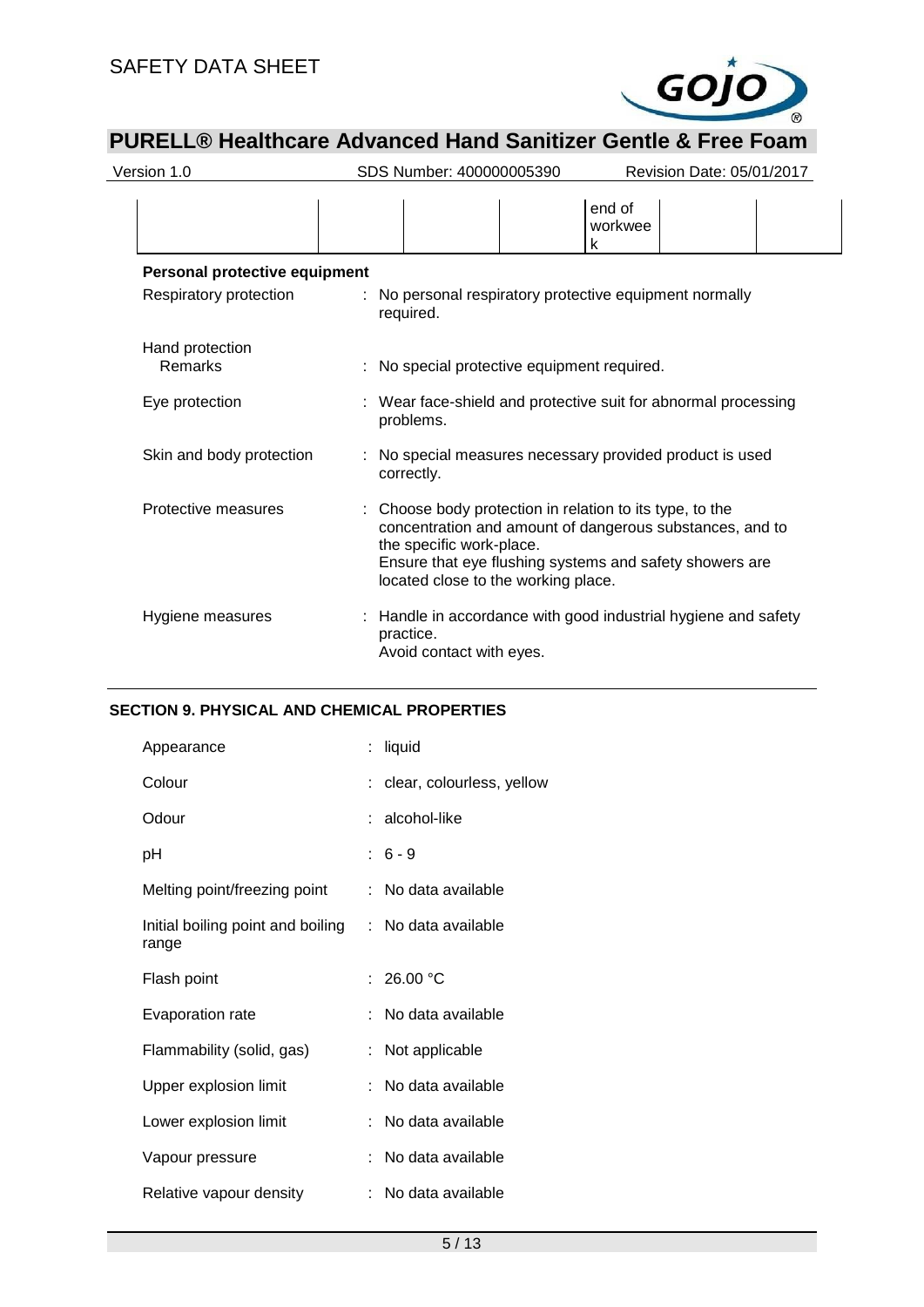|  |  |  |  | end of workweek |  |  |
|---|---|---|---|---|---|---|

**Personal protective equipment**

Respiratory protection : No personal respiratory protective equipment normally required.

Hand protection
Remarks : No special protective equipment required.

Eye protection : Wear face-shield and protective suit for abnormal processing problems.

Skin and body protection : No special measures necessary provided product is used correctly.

Protective measures : Choose body protection in relation to its type, to the concentration and amount of dangerous substances, and to the specific work-place.
Ensure that eye flushing systems and safety showers are located close to the working place.

Hygiene measures : Handle in accordance with good industrial hygiene and safety practice.
Avoid contact with eyes.

## SECTION 9. PHYSICAL AND CHEMICAL PROPERTIES

Appearance : liquid

Colour : clear, colourless, yellow

Odour : alcohol-like

pH : 6 - 9

Melting point/freezing point : No data available

Initial boiling point and boiling range : No data available

Flash point : 26.00 °C

Evaporation rate : No data available

Flammability (solid, gas) : Not applicable

Upper explosion limit : No data available

Lower explosion limit : No data available

Vapour pressure : No data available

Relative vapour density : No data available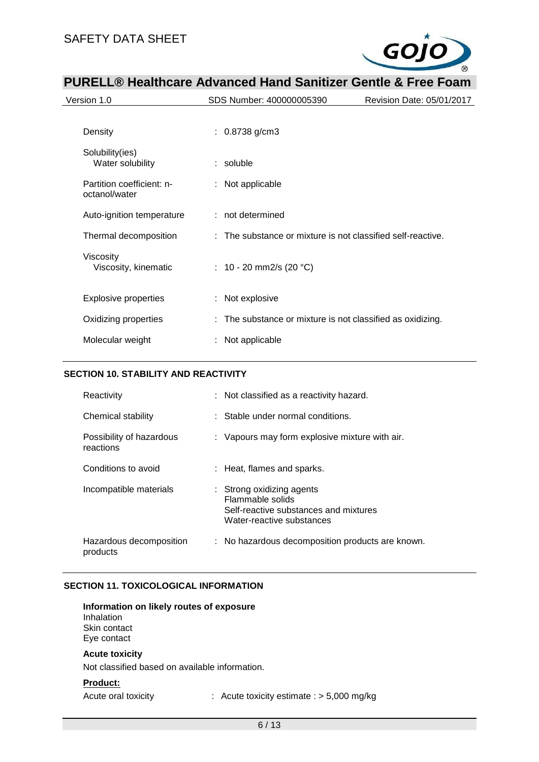| | |
|---|---|
| Density | : 0.8738 g/cm3 |
| Solubility(ies)<br>Water solubility | : soluble |
| Partition coefficient: n-octanol/water | : Not applicable |
| Auto-ignition temperature | : not determined |
| Thermal decomposition | : The substance or mixture is not classified self-reactive. |
| Viscosity<br>Viscosity, kinematic | : 10 - 20 mm2/s (20 °C) |
| Explosive properties | : Not explosive |
| Oxidizing properties | : The substance or mixture is not classified as oxidizing. |
| Molecular weight | : Not applicable |

## SECTION 10. STABILITY AND REACTIVITY

| | |
|---|---|
| Reactivity | : Not classified as a reactivity hazard. |
| Chemical stability | : Stable under normal conditions. |
| Possibility of hazardous reactions | : Vapours may form explosive mixture with air. |
| Conditions to avoid | : Heat, flames and sparks. |
| Incompatible materials | : Strong oxidizing agents<br>Flammable solids<br>Self-reactive substances and mixtures<br>Water-reactive substances |
| Hazardous decomposition products | : No hazardous decomposition products are known. |

## SECTION 11. TOXICOLOGICAL INFORMATION

**Information on likely routes of exposure**
Inhalation
Skin contact
Eye contact

**Acute toxicity**

Not classified based on available information.

**Product:**

Acute oral toxicity : Acute toxicity estimate : > 5,000 mg/kg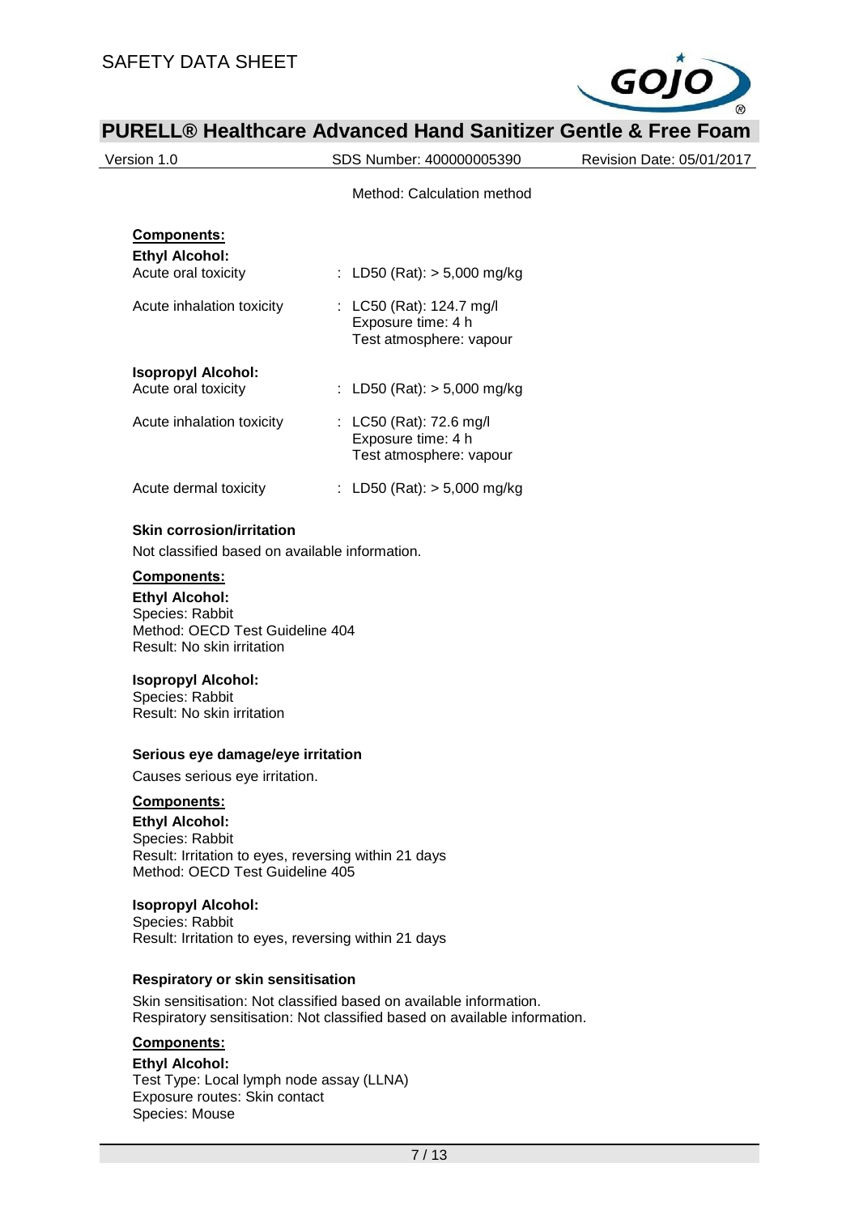Method: Calculation method

**Components:**

**Ethyl Alcohol:**

| | |
|---|---|
| Acute oral toxicity | : LD50 (Rat): > 5,000 mg/kg |
| Acute inhalation toxicity | : LC50 (Rat): 124.7 mg/l<br>Exposure time: 4 h<br>Test atmosphere: vapour |

**Isopropyl Alcohol:**

| | |
|---|---|
| Acute oral toxicity | : LD50 (Rat): > 5,000 mg/kg |
| Acute inhalation toxicity | : LC50 (Rat): 72.6 mg/l<br>Exposure time: 4 h<br>Test atmosphere: vapour |
| Acute dermal toxicity | : LD50 (Rat): > 5,000 mg/kg |

**Skin corrosion/irritation**

Not classified based on available information.

**Components:**

**Ethyl Alcohol:**
Species: Rabbit
Method: OECD Test Guideline 404
Result: No skin irritation

**Isopropyl Alcohol:**
Species: Rabbit
Result: No skin irritation

**Serious eye damage/eye irritation**

Causes serious eye irritation.

**Components:**

**Ethyl Alcohol:**
Species: Rabbit
Result: Irritation to eyes, reversing within 21 days
Method: OECD Test Guideline 405

**Isopropyl Alcohol:**
Species: Rabbit
Result: Irritation to eyes, reversing within 21 days

**Respiratory or skin sensitisation**

Skin sensitisation: Not classified based on available information.
Respiratory sensitisation: Not classified based on available information.

**Components:**

**Ethyl Alcohol:**
Test Type: Local lymph node assay (LLNA)
Exposure routes: Skin contact
Species: Mouse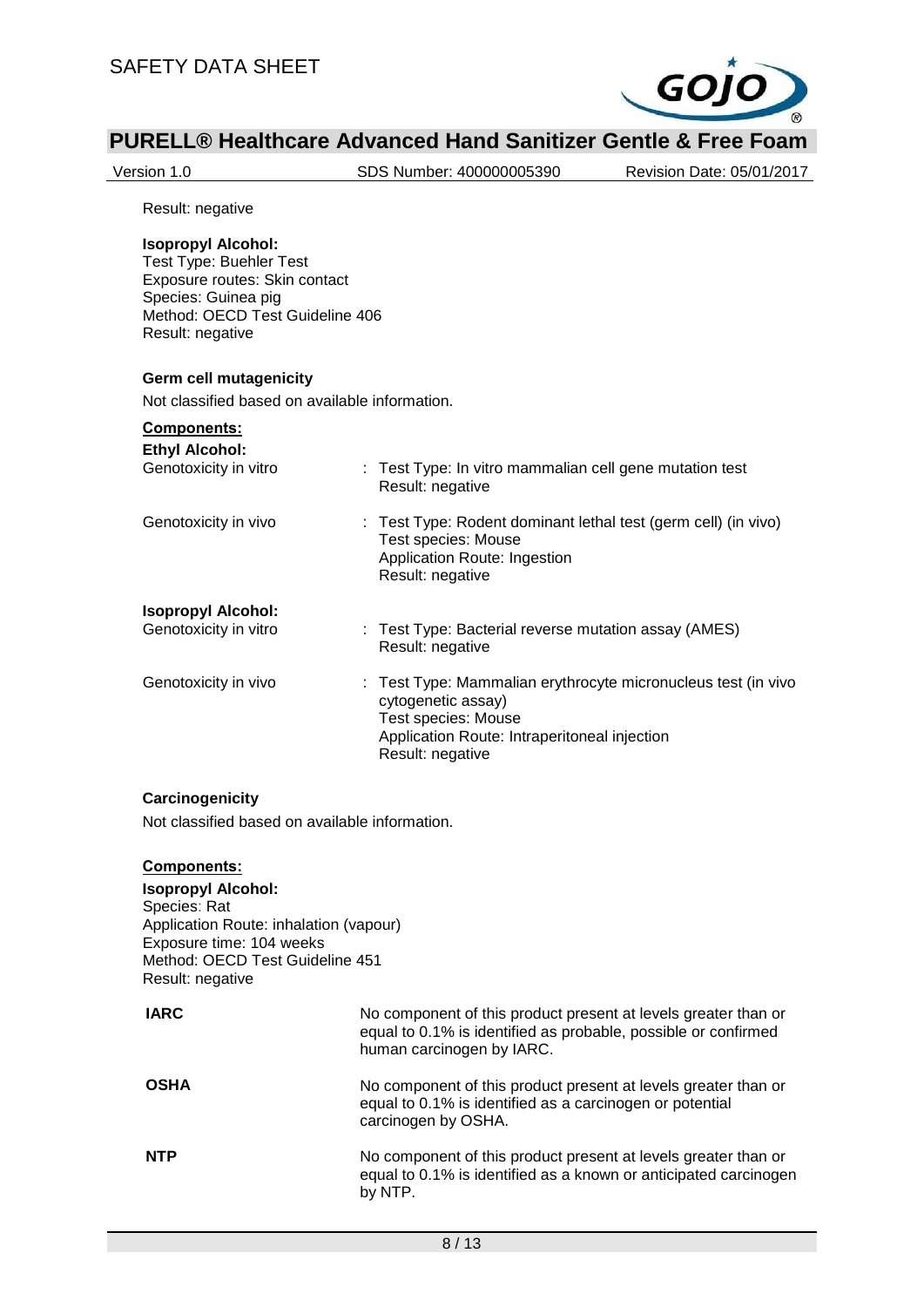Result: negative

**Isopropyl Alcohol:**
Test Type: Buehler Test
Exposure routes: Skin contact
Species: Guinea pig
Method: OECD Test Guideline 406
Result: negative

**Germ cell mutagenicity**

Not classified based on available information.

**Components:**

**Ethyl Alcohol:**

| | |
|---|---|
| Genotoxicity in vitro | : Test Type: In vitro mammalian cell gene mutation test<br>Result: negative |
| Genotoxicity in vivo | : Test Type: Rodent dominant lethal test (germ cell) (in vivo)<br>Test species: Mouse<br>Application Route: Ingestion<br>Result: negative |

**Isopropyl Alcohol:**

| | |
|---|---|
| Genotoxicity in vitro | : Test Type: Bacterial reverse mutation assay (AMES)<br>Result: negative |
| Genotoxicity in vivo | : Test Type: Mammalian erythrocyte micronucleus test (in vivo cytogenetic assay)<br>Test species: Mouse<br>Application Route: Intraperitoneal injection<br>Result: negative |

**Carcinogenicity**

Not classified based on available information.

**Components:**

**Isopropyl Alcohol:**
Species: Rat
Application Route: inhalation (vapour)
Exposure time: 104 weeks
Method: OECD Test Guideline 451
Result: negative

| | |
|---|---|
| **IARC** | No component of this product present at levels greater than or equal to 0.1% is identified as probable, possible or confirmed human carcinogen by IARC. |
| **OSHA** | No component of this product present at levels greater than or equal to 0.1% is identified as a carcinogen or potential carcinogen by OSHA. |
| **NTP** | No component of this product present at levels greater than or equal to 0.1% is identified as a known or anticipated carcinogen by NTP. |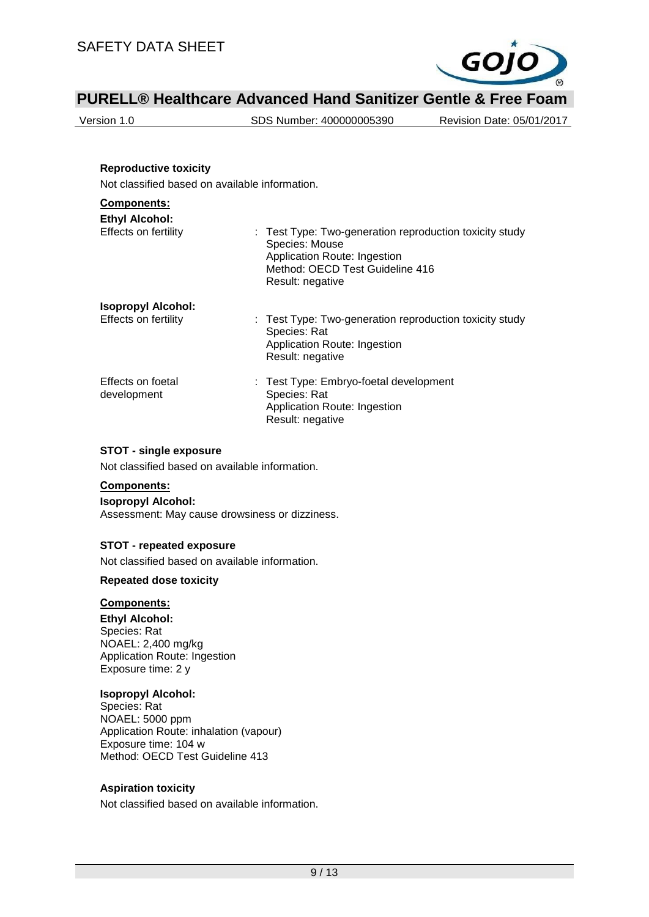### Reproductive toxicity

Not classified based on available information.

**Components:**

**Ethyl Alcohol:**

Effects on fertility : Test Type: Two-generation reproduction toxicity study
Species: Mouse
Application Route: Ingestion
Method: OECD Test Guideline 416
Result: negative

**Isopropyl Alcohol:**

Effects on fertility : Test Type: Two-generation reproduction toxicity study
Species: Rat
Application Route: Ingestion
Result: negative

Effects on foetal development : Test Type: Embryo-foetal development
Species: Rat
Application Route: Ingestion
Result: negative

### STOT - single exposure

Not classified based on available information.

**Components:**

**Isopropyl Alcohol:**

Assessment: May cause drowsiness or dizziness.

### STOT - repeated exposure

Not classified based on available information.

### Repeated dose toxicity

**Components:**

**Ethyl Alcohol:**

Species: Rat
NOAEL: 2,400 mg/kg
Application Route: Ingestion
Exposure time: 2 y

**Isopropyl Alcohol:**

Species: Rat
NOAEL: 5000 ppm
Application Route: inhalation (vapour)
Exposure time: 104 w
Method: OECD Test Guideline 413

### Aspiration toxicity

Not classified based on available information.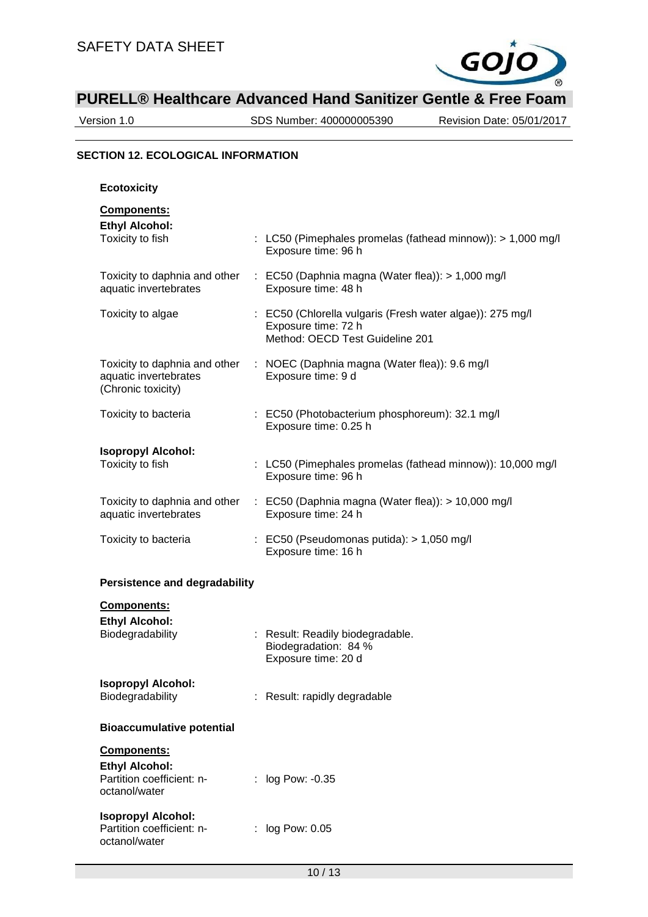## SECTION 12. ECOLOGICAL INFORMATION

### Ecotoxicity

**Components:**

**Ethyl Alcohol:**

| | |
|---|---|
| Toxicity to fish | : LC50 (Pimephales promelas (fathead minnow)): > 1,000 mg/l<br>Exposure time: 96 h |
| Toxicity to daphnia and other aquatic invertebrates | : EC50 (Daphnia magna (Water flea)): > 1,000 mg/l<br>Exposure time: 48 h |
| Toxicity to algae | : EC50 (Chlorella vulgaris (Fresh water algae)): 275 mg/l<br>Exposure time: 72 h<br>Method: OECD Test Guideline 201 |
| Toxicity to daphnia and other aquatic invertebrates (Chronic toxicity) | : NOEC (Daphnia magna (Water flea)): 9.6 mg/l<br>Exposure time: 9 d |
| Toxicity to bacteria | : EC50 (Photobacterium phosphoreum): 32.1 mg/l<br>Exposure time: 0.25 h |

**Isopropyl Alcohol:**

| | |
|---|---|
| Toxicity to fish | : LC50 (Pimephales promelas (fathead minnow)): 10,000 mg/l<br>Exposure time: 96 h |
| Toxicity to daphnia and other aquatic invertebrates | : EC50 (Daphnia magna (Water flea)): > 10,000 mg/l<br>Exposure time: 24 h |
| Toxicity to bacteria | : EC50 (Pseudomonas putida): > 1,050 mg/l<br>Exposure time: 16 h |

### Persistence and degradability

**Components:**

**Ethyl Alcohol:**

| | |
|---|---|
| Biodegradability | : Result: Readily biodegradable.<br>Biodegradation: 84 %<br>Exposure time: 20 d |

**Isopropyl Alcohol:**

| | |
|---|---|
| Biodegradability | : Result: rapidly degradable |

### Bioaccumulative potential

**Components:**

**Ethyl Alcohol:**

| | |
|---|---|
| Partition coefficient: n-octanol/water | : log Pow: -0.35 |

**Isopropyl Alcohol:**

| | |
|---|---|
| Partition coefficient: n-octanol/water | : log Pow: 0.05 |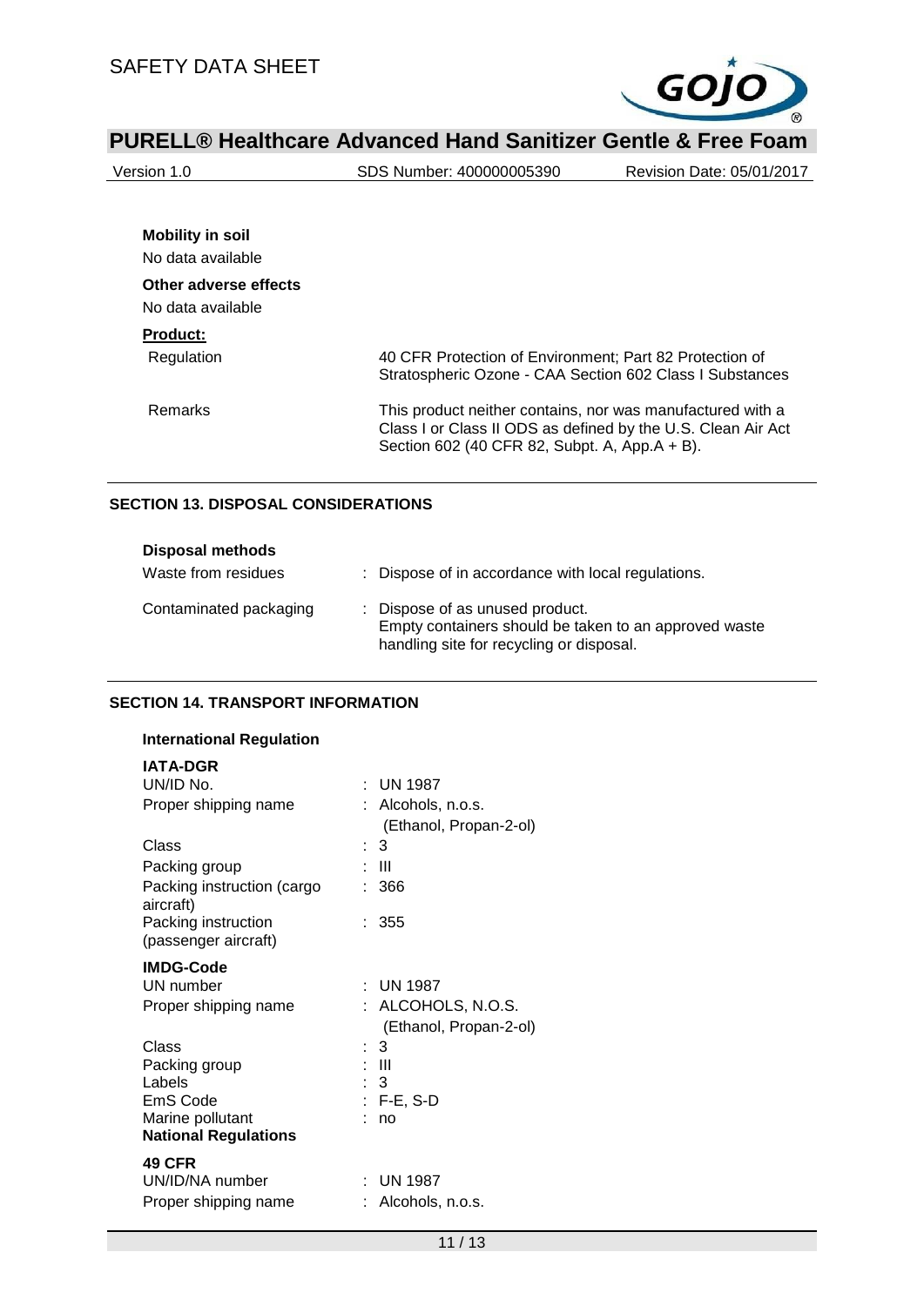**Mobility in soil**

No data available

**Other adverse effects**

No data available

**Product:**

| | |
|---|---|
| Regulation | 40 CFR Protection of Environment; Part 82 Protection of Stratospheric Ozone - CAA Section 602 Class I Substances |
| Remarks | This product neither contains, nor was manufactured with a Class I or Class II ODS as defined by the U.S. Clean Air Act Section 602 (40 CFR 82, Subpt. A, App.A + B). |

## SECTION 13. DISPOSAL CONSIDERATIONS

**Disposal methods**

| | |
|---|---|
| Waste from residues | : Dispose of in accordance with local regulations. |
| Contaminated packaging | : Dispose of as unused product. Empty containers should be taken to an approved waste handling site for recycling or disposal. |

## SECTION 14. TRANSPORT INFORMATION

**International Regulation**

**IATA-DGR**

| | |
|---|---|
| UN/ID No. | : UN 1987 |
| Proper shipping name | : Alcohols, n.o.s. (Ethanol, Propan-2-ol) |
| Class | : 3 |
| Packing group | : III |
| Packing instruction (cargo aircraft) | : 366 |
| Packing instruction (passenger aircraft) | : 355 |

**IMDG-Code**

| | |
|---|---|
| UN number | : UN 1987 |
| Proper shipping name | : ALCOHOLS, N.O.S. (Ethanol, Propan-2-ol) |
| Class | : 3 |
| Packing group | : III |
| Labels | : 3 |
| EmS Code | : F-E, S-D |
| Marine pollutant | : no |

**National Regulations**

**49 CFR**

| | |
|---|---|
| UN/ID/NA number | : UN 1987 |
| Proper shipping name | : Alcohols, n.o.s. |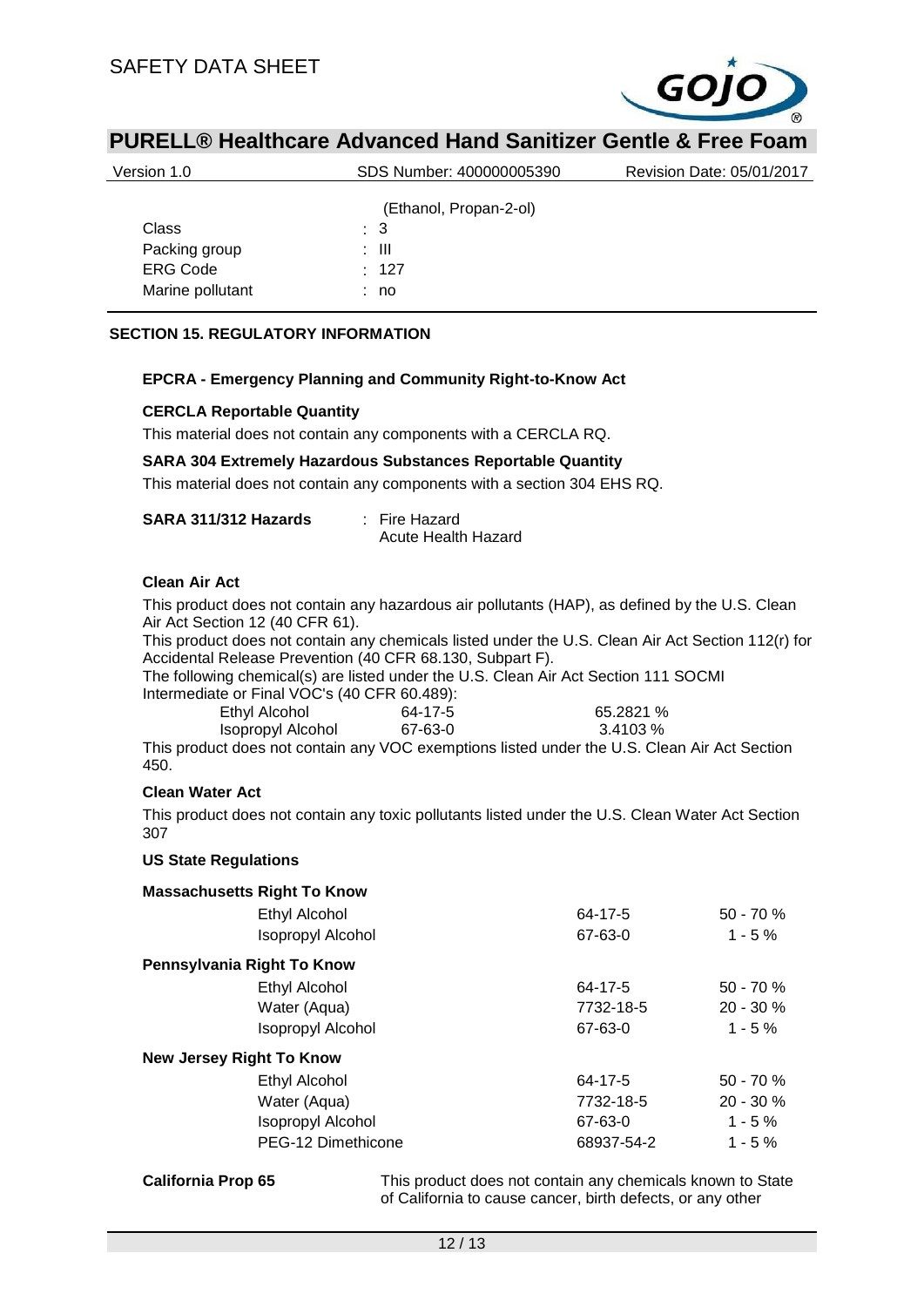(Ethanol, Propan-2-ol)

| | |
|---|---|
| Class | : 3 |
| Packing group | : III |
| ERG Code | : 127 |
| Marine pollutant | : no |

## SECTION 15. REGULATORY INFORMATION

### EPCRA - Emergency Planning and Community Right-to-Know Act

**CERCLA Reportable Quantity**

This material does not contain any components with a CERCLA RQ.

**SARA 304 Extremely Hazardous Substances Reportable Quantity**

This material does not contain any components with a section 304 EHS RQ.

**SARA 311/312 Hazards** : Fire Hazard
Acute Health Hazard

**Clean Air Act**

This product does not contain any hazardous air pollutants (HAP), as defined by the U.S. Clean Air Act Section 12 (40 CFR 61).

This product does not contain any chemicals listed under the U.S. Clean Air Act Section 112(r) for Accidental Release Prevention (40 CFR 68.130, Subpart F).

The following chemical(s) are listed under the U.S. Clean Air Act Section 111 SOCMI Intermediate or Final VOC's (40 CFR 60.489):

| | | |
|---|---|---|
| Ethyl Alcohol | 64-17-5 | 65.2821 % |
| Isopropyl Alcohol | 67-63-0 | 3.4103 % |

This product does not contain any VOC exemptions listed under the U.S. Clean Air Act Section 450.

**Clean Water Act**

This product does not contain any toxic pollutants listed under the U.S. Clean Water Act Section 307

**US State Regulations**

**Massachusetts Right To Know**

| | | |
|---|---|---|
| Ethyl Alcohol | 64-17-5 | 50 - 70 % |
| Isopropyl Alcohol | 67-63-0 | 1 - 5 % |

**Pennsylvania Right To Know**

| | | |
|---|---|---|
| Ethyl Alcohol | 64-17-5 | 50 - 70 % |
| Water (Aqua) | 7732-18-5 | 20 - 30 % |
| Isopropyl Alcohol | 67-63-0 | 1 - 5 % |

**New Jersey Right To Know**

| | | |
|---|---|---|
| Ethyl Alcohol | 64-17-5 | 50 - 70 % |
| Water (Aqua) | 7732-18-5 | 20 - 30 % |
| Isopropyl Alcohol | 67-63-0 | 1 - 5 % |
| PEG-12 Dimethicone | 68937-54-2 | 1 - 5 % |

**California Prop 65** This product does not contain any chemicals known to State of California to cause cancer, birth defects, or any other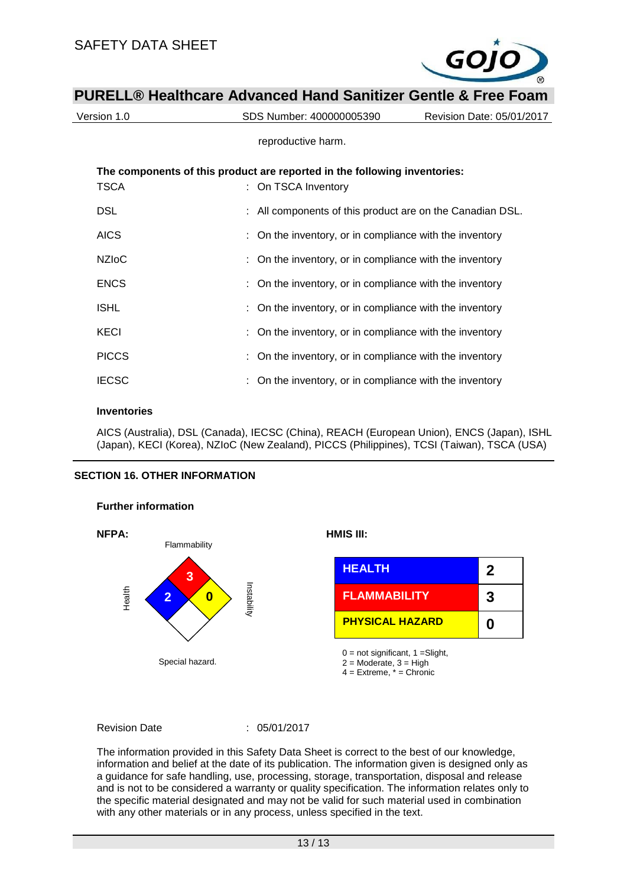reproductive harm.

**The components of this product are reported in the following inventories:**

| | |
|---|---|
| TSCA | : On TSCA Inventory |
| DSL | : All components of this product are on the Canadian DSL. |
| AICS | : On the inventory, or in compliance with the inventory |
| NZIoC | : On the inventory, or in compliance with the inventory |
| ENCS | : On the inventory, or in compliance with the inventory |
| ISHL | : On the inventory, or in compliance with the inventory |
| KECI | : On the inventory, or in compliance with the inventory |
| PICCS | : On the inventory, or in compliance with the inventory |
| IECSC | : On the inventory, or in compliance with the inventory |

**Inventories**

AICS (Australia), DSL (Canada), IECSC (China), REACH (European Union), ENCS (Japan), ISHL (Japan), KECI (Korea), NZIoC (New Zealand), PICCS (Philippines), TCSI (Taiwan), TSCA (USA)

## SECTION 16. OTHER INFORMATION

**Further information**

**NFPA:**

Flammability

3

Health

2

0

Instability

Special hazard.

**HMIS III:**

| | |
|---|---|
| HEALTH | 2 |
| FLAMMABILITY | 3 |
| PHYSICAL HAZARD | 0 |

0 = not significant, 1 =Slight,
2 = Moderate, 3 = High
4 = Extreme, * = Chronic

Revision Date : 05/01/2017

The information provided in this Safety Data Sheet is correct to the best of our knowledge, information and belief at the date of its publication. The information given is designed only as a guidance for safe handling, use, processing, storage, transportation, disposal and release and is not to be considered a warranty or quality specification. The information relates only to the specific material designated and may not be valid for such material used in combination with any other materials or in any process, unless specified in the text.